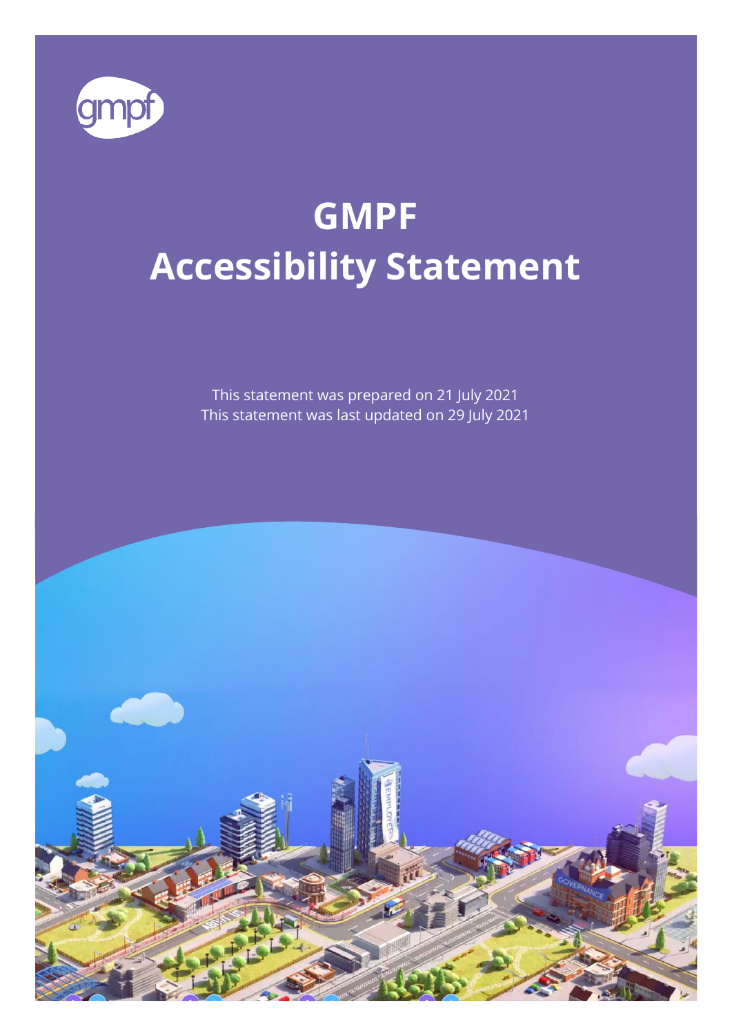# GMPF Accessibility Statement

This statement was prepared on 21 July 2021
This statement was last updated on 29 July 2021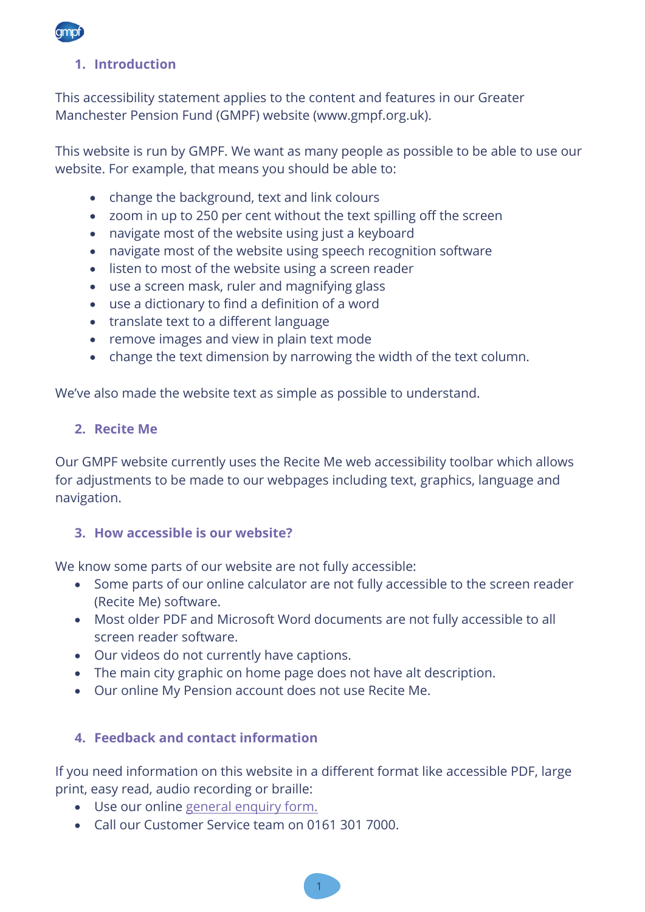## 1. Introduction

This accessibility statement applies to the content and features in our Greater Manchester Pension Fund (GMPF) website (www.gmpf.org.uk).

This website is run by GMPF. We want as many people as possible to be able to use our website. For example, that means you should be able to:

- change the background, text and link colours
- zoom in up to 250 per cent without the text spilling off the screen
- navigate most of the website using just a keyboard
- navigate most of the website using speech recognition software
- listen to most of the website using a screen reader
- use a screen mask, ruler and magnifying glass
- use a dictionary to find a definition of a word
- translate text to a different language
- remove images and view in plain text mode
- change the text dimension by narrowing the width of the text column.

We've also made the website text as simple as possible to understand.

## 2. Recite Me

Our GMPF website currently uses the Recite Me web accessibility toolbar which allows for adjustments to be made to our webpages including text, graphics, language and navigation.

## 3. How accessible is our website?

We know some parts of our website are not fully accessible:

- Some parts of our online calculator are not fully accessible to the screen reader (Recite Me) software.
- Most older PDF and Microsoft Word documents are not fully accessible to all screen reader software.
- Our videos do not currently have captions.
- The main city graphic on home page does not have alt description.
- Our online My Pension account does not use Recite Me.

## 4. Feedback and contact information

If you need information on this website in a different format like accessible PDF, large print, easy read, audio recording or braille:

- Use our online general enquiry form.
- Call our Customer Service team on 0161 301 7000.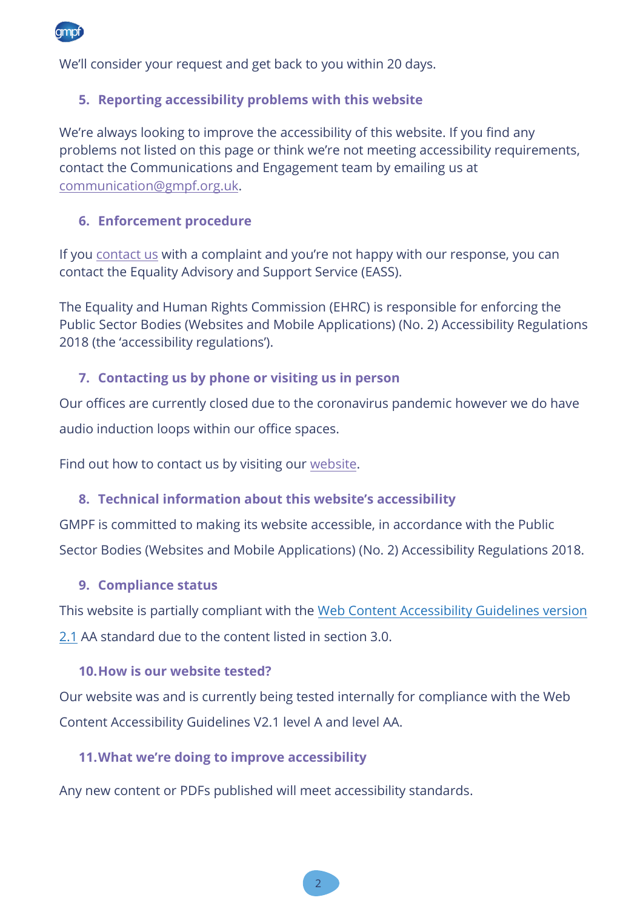We'll consider your request and get back to you within 20 days.

## 5. Reporting accessibility problems with this website

We're always looking to improve the accessibility of this website. If you find any problems not listed on this page or think we're not meeting accessibility requirements, contact the Communications and Engagement team by emailing us at communication@gmpf.org.uk.

## 6. Enforcement procedure

If you contact us with a complaint and you're not happy with our response, you can contact the Equality Advisory and Support Service (EASS).

The Equality and Human Rights Commission (EHRC) is responsible for enforcing the Public Sector Bodies (Websites and Mobile Applications) (No. 2) Accessibility Regulations 2018 (the 'accessibility regulations').

## 7. Contacting us by phone or visiting us in person

Our offices are currently closed due to the coronavirus pandemic however we do have audio induction loops within our office spaces.

Find out how to contact us by visiting our website.

## 8. Technical information about this website's accessibility

GMPF is committed to making its website accessible, in accordance with the Public Sector Bodies (Websites and Mobile Applications) (No. 2) Accessibility Regulations 2018.

## 9. Compliance status

This website is partially compliant with the Web Content Accessibility Guidelines version 2.1 AA standard due to the content listed in section 3.0.

## 10. How is our website tested?

Our website was and is currently being tested internally for compliance with the Web Content Accessibility Guidelines V2.1 level A and level AA.

## 11. What we're doing to improve accessibility

Any new content or PDFs published will meet accessibility standards.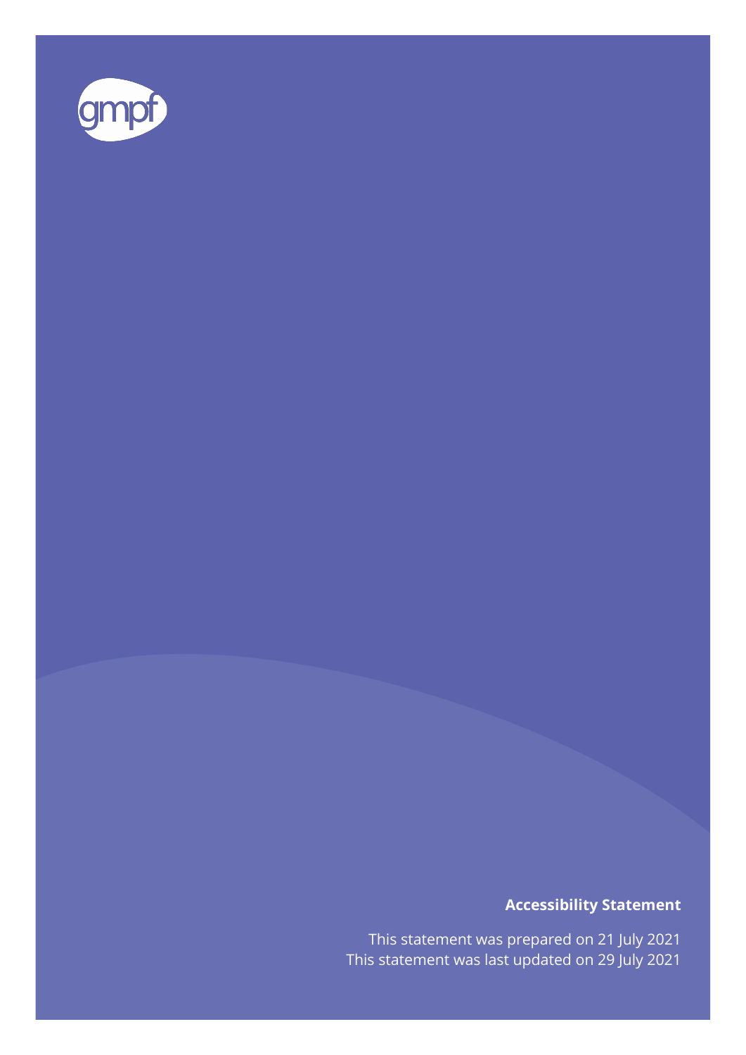gmpf

**Accessibility Statement**

This statement was prepared on 21 July 2021
This statement was last updated on 29 July 2021